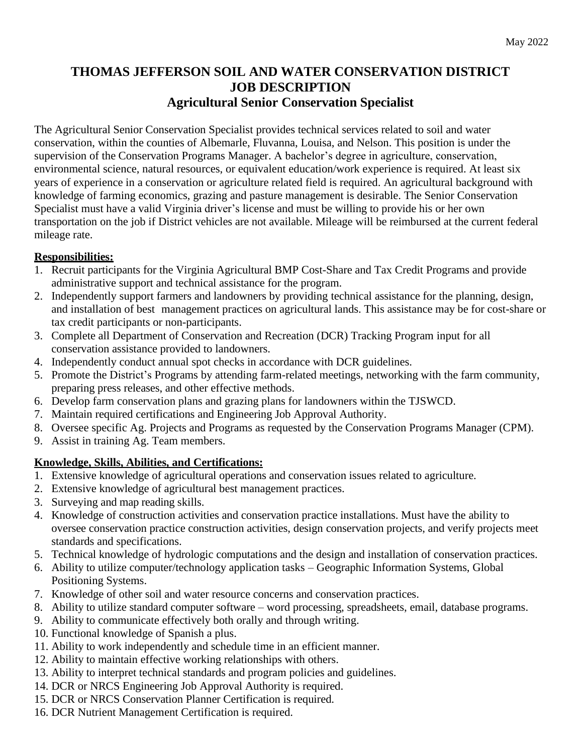May 2022

# THOMAS JEFFERSON SOIL AND WATER CONSERVATION DISTRICT
# JOB DESCRIPTION
## Agricultural Senior Conservation Specialist

The Agricultural Senior Conservation Specialist provides technical services related to soil and water conservation, within the counties of Albemarle, Fluvanna, Louisa, and Nelson. This position is under the supervision of the Conservation Programs Manager. A bachelor's degree in agriculture, conservation, environmental science, natural resources, or equivalent education/work experience is required. At least six years of experience in a conservation or agriculture related field is required. An agricultural background with knowledge of farming economics, grazing and pasture management is desirable. The Senior Conservation Specialist must have a valid Virginia driver's license and must be willing to provide his or her own transportation on the job if District vehicles are not available. Mileage will be reimbursed at the current federal mileage rate.

**Responsibilities:**

1. Recruit participants for the Virginia Agricultural BMP Cost-Share and Tax Credit Programs and provide administrative support and technical assistance for the program.
2. Independently support farmers and landowners by providing technical assistance for the planning, design, and installation of best management practices on agricultural lands. This assistance may be for cost-share or tax credit participants or non-participants.
3. Complete all Department of Conservation and Recreation (DCR) Tracking Program input for all conservation assistance provided to landowners.
4. Independently conduct annual spot checks in accordance with DCR guidelines.
5. Promote the District's Programs by attending farm-related meetings, networking with the farm community, preparing press releases, and other effective methods.
6. Develop farm conservation plans and grazing plans for landowners within the TJSWCD.
7. Maintain required certifications and Engineering Job Approval Authority.
8. Oversee specific Ag. Projects and Programs as requested by the Conservation Programs Manager (CPM).
9. Assist in training Ag. Team members.

**Knowledge, Skills, Abilities, and Certifications:**

1. Extensive knowledge of agricultural operations and conservation issues related to agriculture.
2. Extensive knowledge of agricultural best management practices.
3. Surveying and map reading skills.
4. Knowledge of construction activities and conservation practice installations. Must have the ability to oversee conservation practice construction activities, design conservation projects, and verify projects meet standards and specifications.
5. Technical knowledge of hydrologic computations and the design and installation of conservation practices.
6. Ability to utilize computer/technology application tasks – Geographic Information Systems, Global Positioning Systems.
7. Knowledge of other soil and water resource concerns and conservation practices.
8. Ability to utilize standard computer software – word processing, spreadsheets, email, database programs.
9. Ability to communicate effectively both orally and through writing.
10. Functional knowledge of Spanish a plus.
11. Ability to work independently and schedule time in an efficient manner.
12. Ability to maintain effective working relationships with others.
13. Ability to interpret technical standards and program policies and guidelines.
14. DCR or NRCS Engineering Job Approval Authority is required.
15. DCR or NRCS Conservation Planner Certification is required.
16. DCR Nutrient Management Certification is required.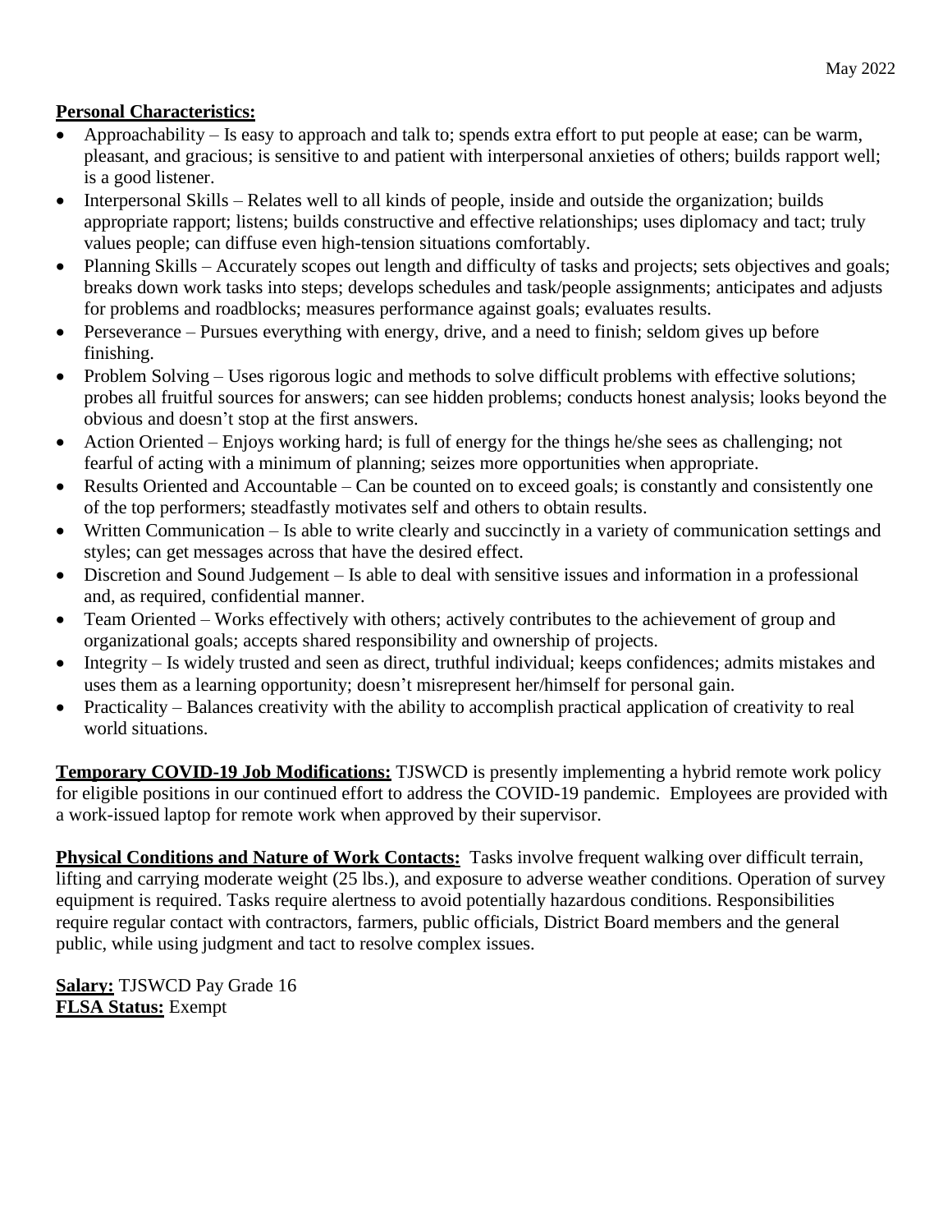**Personal Characteristics:**

- Approachability – Is easy to approach and talk to; spends extra effort to put people at ease; can be warm, pleasant, and gracious; is sensitive to and patient with interpersonal anxieties of others; builds rapport well; is a good listener.
- Interpersonal Skills – Relates well to all kinds of people, inside and outside the organization; builds appropriate rapport; listens; builds constructive and effective relationships; uses diplomacy and tact; truly values people; can diffuse even high-tension situations comfortably.
- Planning Skills – Accurately scopes out length and difficulty of tasks and projects; sets objectives and goals; breaks down work tasks into steps; develops schedules and task/people assignments; anticipates and adjusts for problems and roadblocks; measures performance against goals; evaluates results.
- Perseverance – Pursues everything with energy, drive, and a need to finish; seldom gives up before finishing.
- Problem Solving – Uses rigorous logic and methods to solve difficult problems with effective solutions; probes all fruitful sources for answers; can see hidden problems; conducts honest analysis; looks beyond the obvious and doesn't stop at the first answers.
- Action Oriented – Enjoys working hard; is full of energy for the things he/she sees as challenging; not fearful of acting with a minimum of planning; seizes more opportunities when appropriate.
- Results Oriented and Accountable – Can be counted on to exceed goals; is constantly and consistently one of the top performers; steadfastly motivates self and others to obtain results.
- Written Communication – Is able to write clearly and succinctly in a variety of communication settings and styles; can get messages across that have the desired effect.
- Discretion and Sound Judgement – Is able to deal with sensitive issues and information in a professional and, as required, confidential manner.
- Team Oriented – Works effectively with others; actively contributes to the achievement of group and organizational goals; accepts shared responsibility and ownership of projects.
- Integrity – Is widely trusted and seen as direct, truthful individual; keeps confidences; admits mistakes and uses them as a learning opportunity; doesn't misrepresent her/himself for personal gain.
- Practicality – Balances creativity with the ability to accomplish practical application of creativity to real world situations.

**Temporary COVID-19 Job Modifications:** TJSWCD is presently implementing a hybrid remote work policy for eligible positions in our continued effort to address the COVID-19 pandemic. Employees are provided with a work-issued laptop for remote work when approved by their supervisor.

**Physical Conditions and Nature of Work Contacts:** Tasks involve frequent walking over difficult terrain, lifting and carrying moderate weight (25 lbs.), and exposure to adverse weather conditions. Operation of survey equipment is required. Tasks require alertness to avoid potentially hazardous conditions. Responsibilities require regular contact with contractors, farmers, public officials, District Board members and the general public, while using judgment and tact to resolve complex issues.

**Salary:** TJSWCD Pay Grade 16
**FLSA Status:** Exempt